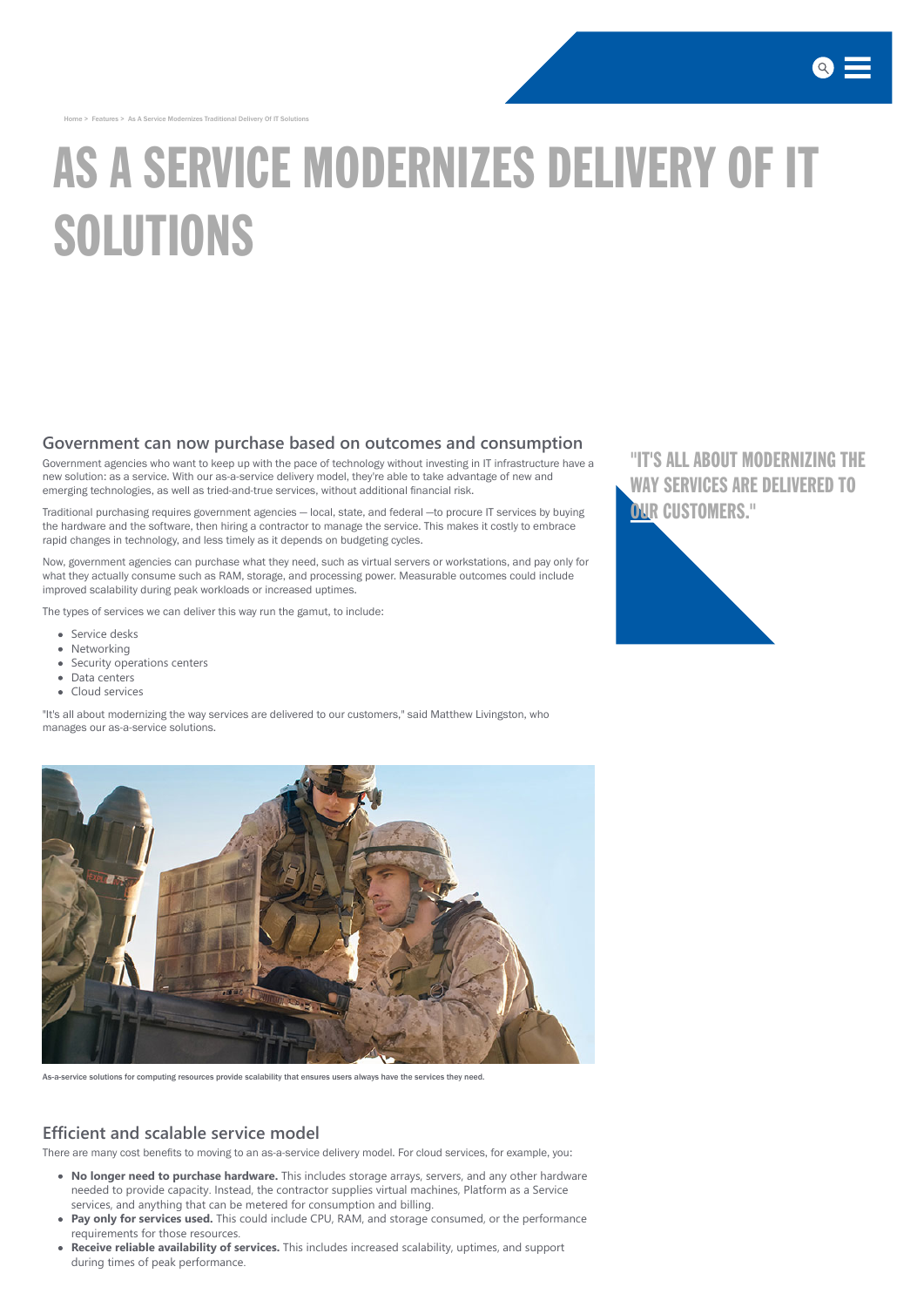Home > Features > As A Service Modernizes Traditional Delivery Of IT Solutions

# AS A SERVICE MODERNIZES DELIVERY OF IT SOLUTIONS

## Government can now purchase based on outcomes and consumption

Government agencies who want to keep up with the pace of technology without investing in IT infrastructure have a new solution: as a service. With our as-a-service delivery model, they're able to take advantage of new and emerging technologies, as well as tried-and-true services, without additional financial risk.

Traditional purchasing requires government agencies — local, state, and federal —to procure IT services by buying the hardware and the software, then hiring a contractor to manage the service. This makes it costly to embrace rapid changes in technology, and less timely as it depends on budgeting cycles.

Now, government agencies can purchase what they need, such as virtual servers or workstations, and pay only for what they actually consume such as RAM, storage, and processing power. Measurable outcomes could include improved scalability during peak workloads or increased uptimes.

The types of services we can deliver this way run the gamut, to include:

- Service desks
- Networking
- Security operations centers
- Data centers
- Cloud services

"It's all about modernizing the way services are delivered to our customers," said Matthew Livingston, who manages our as-a-service solutions.

"IT'S ALL ABOUT MODERNIZING THE WAY SERVICES ARE DELIVERED TO OUR CUSTOMERS."

As-a-service solutions for computing resources provide scalability that ensures users always have the services they need.

## Efficient and scalable service model

There are many cost benefits to moving to an as-a-service delivery model. For cloud services, for example, you:

- **No longer need to purchase hardware.** This includes storage arrays, servers, and any other hardware needed to provide capacity. Instead, the contractor supplies virtual machines, Platform as a Service services, and anything that can be metered for consumption and billing.
- **Pay only for services used.** This could include CPU, RAM, and storage consumed, or the performance requirements for those resources.
- **Receive reliable availability of services.** This includes increased scalability, uptimes, and support during times of peak performance.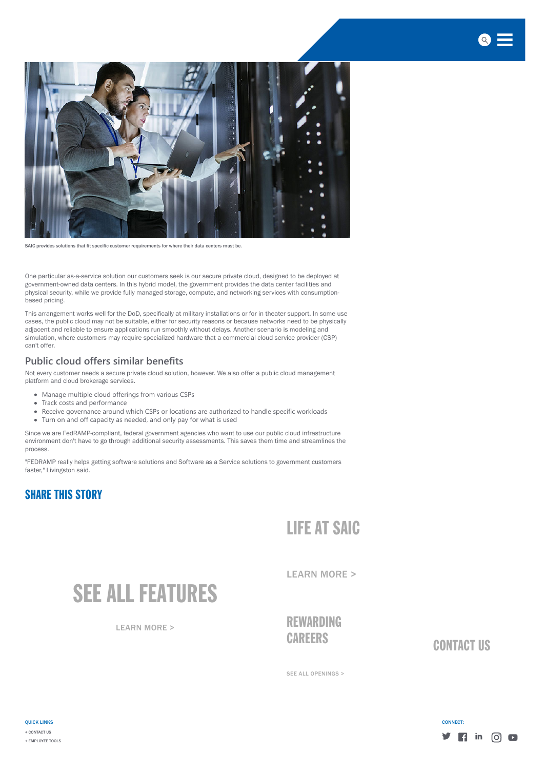SAIC provides solutions that fit specific customer requirements for where their data centers must be.

One particular as-a-service solution our customers seek is our secure private cloud, designed to be deployed at government-owned data centers. In this hybrid model, the government provides the data center facilities and physical security, while we provide fully managed storage, compute, and networking services with consumption-based pricing.

This arrangement works well for the DoD, specifically at military installations or for in theater support. In some use cases, the public cloud may not be suitable, either for security reasons or because networks need to be physically adjacent and reliable to ensure applications run smoothly without delays. Another scenario is modeling and simulation, where customers may require specialized hardware that a commercial cloud service provider (CSP) can't offer.

## Public cloud offers similar benefits

Not every customer needs a secure private cloud solution, however. We also offer a public cloud management platform and cloud brokerage services.

- Manage multiple cloud offerings from various CSPs
- Track costs and performance
- Receive governance around which CSPs or locations are authorized to handle specific workloads
- Turn on and off capacity as needed, and only pay for what is used

Since we are FedRAMP-compliant, federal government agencies who want to use our public cloud infrastructure environment don't have to go through additional security assessments. This saves them time and streamlines the process.

"FEDRAMP really helps getting software solutions and Software as a Service solutions to government customers faster," Livingston said.

**SHARE THIS STORY**

## SEE ALL FEATURES

LEARN MORE >

## LIFE AT SAIC

LEARN MORE >

## REWARDING CAREERS

SEE ALL OPENINGS >

## CONTACT US

QUICK LINKS

+ CONTACT US
+ EMPLOYEE TOOLS

CONNECT: